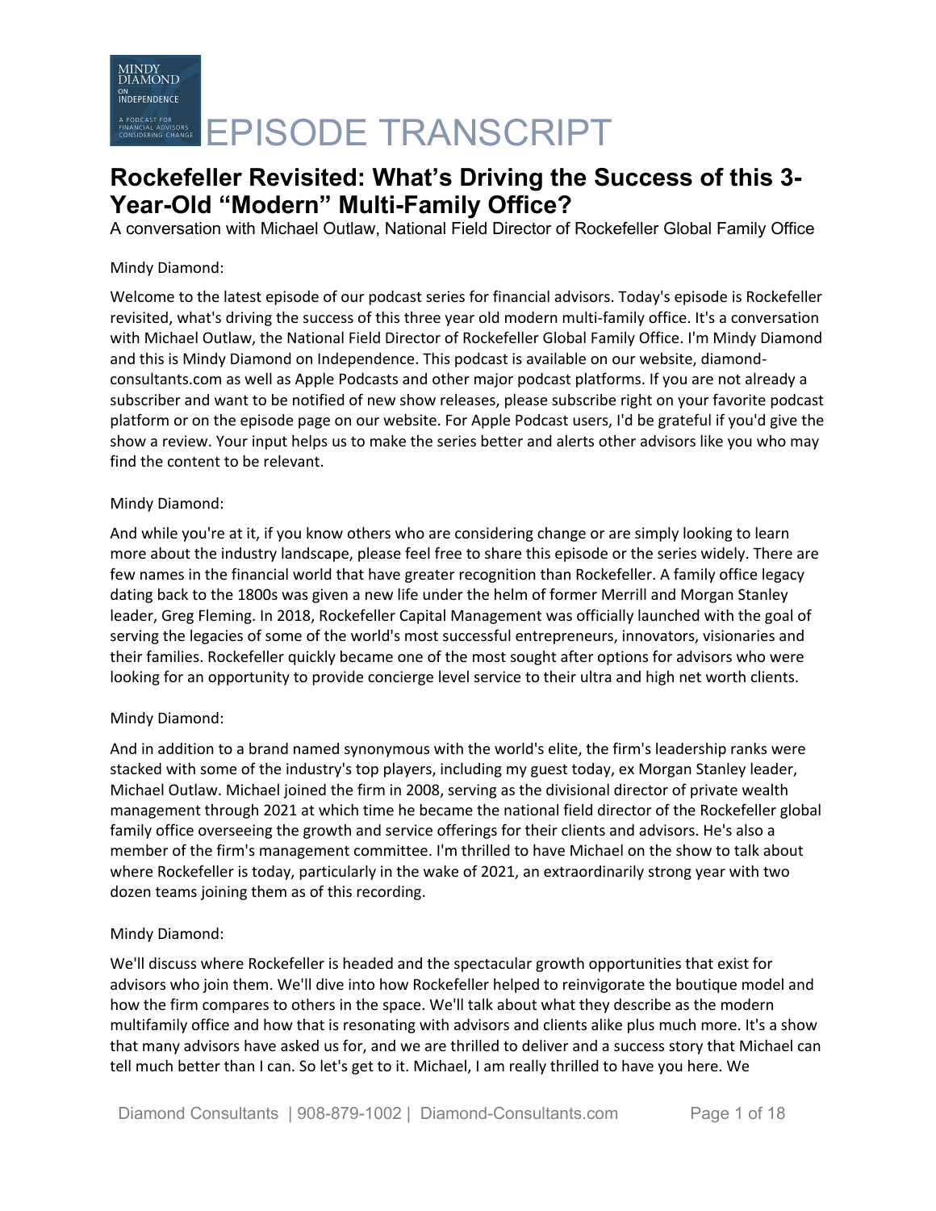# EPISODE TRANSCRIPT

## Rockefeller Revisited: What's Driving the Success of this 3-Year-Old "Modern" Multi-Family Office?

A conversation with Michael Outlaw, National Field Director of Rockefeller Global Family Office

Mindy Diamond:

Welcome to the latest episode of our podcast series for financial advisors. Today's episode is Rockefeller revisited, what's driving the success of this three year old modern multi-family office. It's a conversation with Michael Outlaw, the National Field Director of Rockefeller Global Family Office. I'm Mindy Diamond and this is Mindy Diamond on Independence. This podcast is available on our website, diamond-consultants.com as well as Apple Podcasts and other major podcast platforms. If you are not already a subscriber and want to be notified of new show releases, please subscribe right on your favorite podcast platform or on the episode page on our website. For Apple Podcast users, I'd be grateful if you'd give the show a review. Your input helps us to make the series better and alerts other advisors like you who may find the content to be relevant.

Mindy Diamond:

And while you're at it, if you know others who are considering change or are simply looking to learn more about the industry landscape, please feel free to share this episode or the series widely. There are few names in the financial world that have greater recognition than Rockefeller. A family office legacy dating back to the 1800s was given a new life under the helm of former Merrill and Morgan Stanley leader, Greg Fleming. In 2018, Rockefeller Capital Management was officially launched with the goal of serving the legacies of some of the world's most successful entrepreneurs, innovators, visionaries and their families. Rockefeller quickly became one of the most sought after options for advisors who were looking for an opportunity to provide concierge level service to their ultra and high net worth clients.

Mindy Diamond:

And in addition to a brand named synonymous with the world's elite, the firm's leadership ranks were stacked with some of the industry's top players, including my guest today, ex Morgan Stanley leader, Michael Outlaw. Michael joined the firm in 2008, serving as the divisional director of private wealth management through 2021 at which time he became the national field director of the Rockefeller global family office overseeing the growth and service offerings for their clients and advisors. He's also a member of the firm's management committee. I'm thrilled to have Michael on the show to talk about where Rockefeller is today, particularly in the wake of 2021, an extraordinarily strong year with two dozen teams joining them as of this recording.

Mindy Diamond:

We'll discuss where Rockefeller is headed and the spectacular growth opportunities that exist for advisors who join them. We'll dive into how Rockefeller helped to reinvigorate the boutique model and how the firm compares to others in the space. We'll talk about what they describe as the modern multifamily office and how that is resonating with advisors and clients alike plus much more. It's a show that many advisors have asked us for, and we are thrilled to deliver and a success story that Michael can tell much better than I can. So let's get to it. Michael, I am really thrilled to have you here. We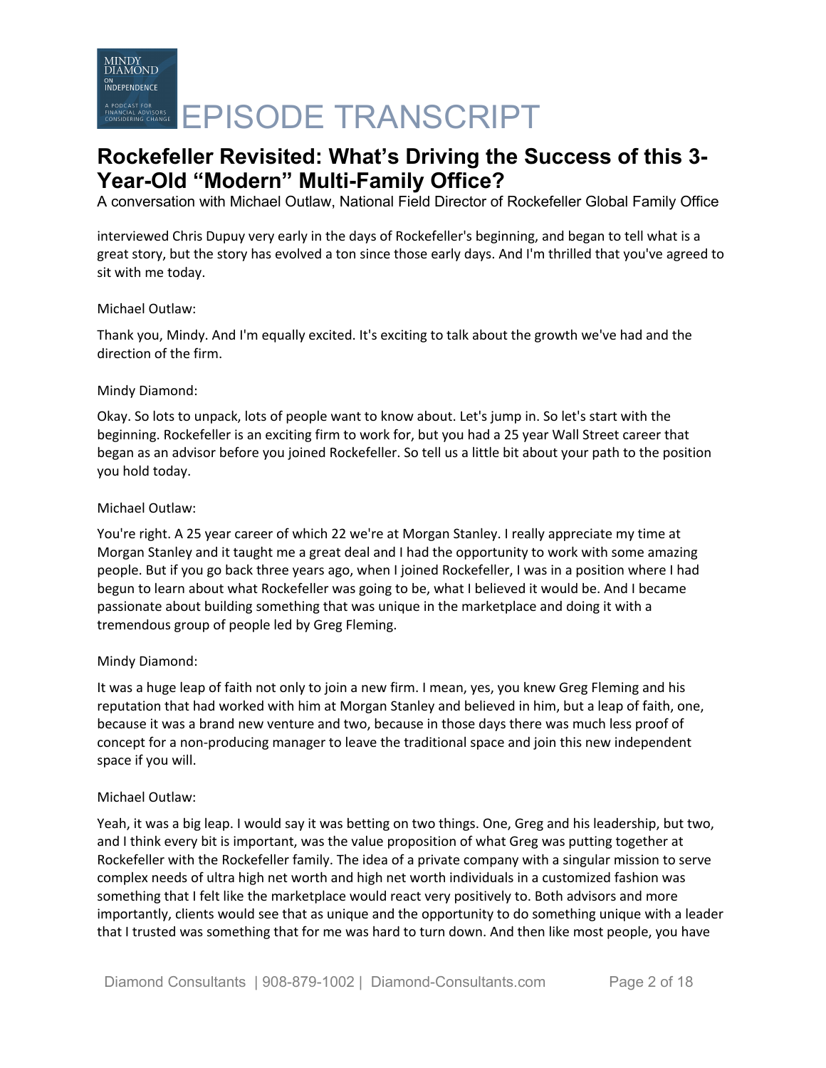interviewed Chris Dupuy very early in the days of Rockefeller's beginning, and began to tell what is a great story, but the story has evolved a ton since those early days. And I'm thrilled that you've agreed to sit with me today.

Michael Outlaw:

Thank you, Mindy. And I'm equally excited. It's exciting to talk about the growth we've had and the direction of the firm.

Mindy Diamond:

Okay. So lots to unpack, lots of people want to know about. Let's jump in. So let's start with the beginning. Rockefeller is an exciting firm to work for, but you had a 25 year Wall Street career that began as an advisor before you joined Rockefeller. So tell us a little bit about your path to the position you hold today.

Michael Outlaw:

You're right. A 25 year career of which 22 we're at Morgan Stanley. I really appreciate my time at Morgan Stanley and it taught me a great deal and I had the opportunity to work with some amazing people. But if you go back three years ago, when I joined Rockefeller, I was in a position where I had begun to learn about what Rockefeller was going to be, what I believed it would be. And I became passionate about building something that was unique in the marketplace and doing it with a tremendous group of people led by Greg Fleming.

Mindy Diamond:

It was a huge leap of faith not only to join a new firm. I mean, yes, you knew Greg Fleming and his reputation that had worked with him at Morgan Stanley and believed in him, but a leap of faith, one, because it was a brand new venture and two, because in those days there was much less proof of concept for a non-producing manager to leave the traditional space and join this new independent space if you will.

Michael Outlaw:

Yeah, it was a big leap. I would say it was betting on two things. One, Greg and his leadership, but two, and I think every bit is important, was the value proposition of what Greg was putting together at Rockefeller with the Rockefeller family. The idea of a private company with a singular mission to serve complex needs of ultra high net worth and high net worth individuals in a customized fashion was something that I felt like the marketplace would react very positively to. Both advisors and more importantly, clients would see that as unique and the opportunity to do something unique with a leader that I trusted was something that for me was hard to turn down. And then like most people, you have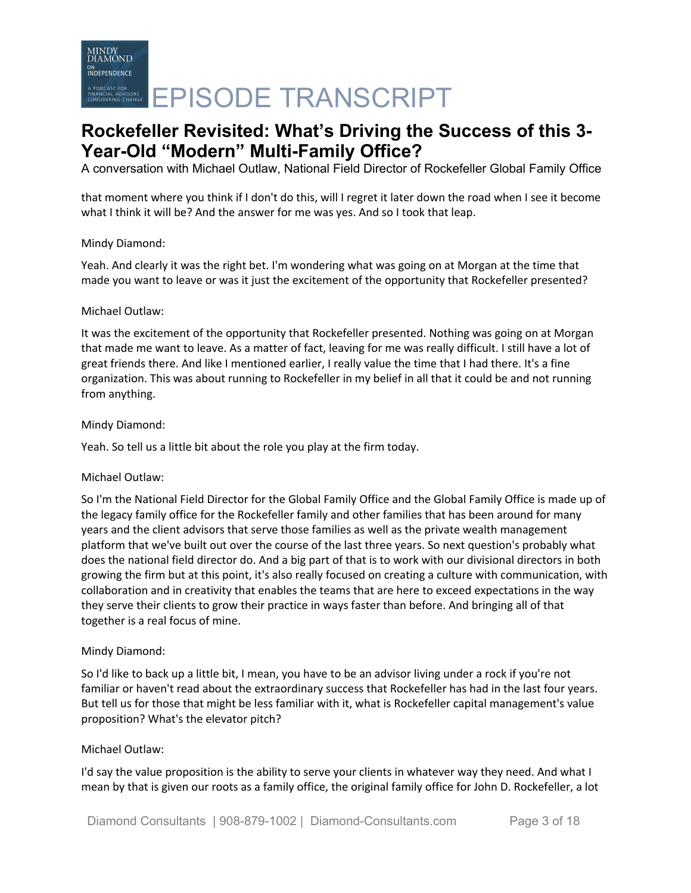that moment where you think if I don't do this, will I regret it later down the road when I see it become what I think it will be? And the answer for me was yes. And so I took that leap.

Mindy Diamond:

Yeah. And clearly it was the right bet. I'm wondering what was going on at Morgan at the time that made you want to leave or was it just the excitement of the opportunity that Rockefeller presented?

Michael Outlaw:

It was the excitement of the opportunity that Rockefeller presented. Nothing was going on at Morgan that made me want to leave. As a matter of fact, leaving for me was really difficult. I still have a lot of great friends there. And like I mentioned earlier, I really value the time that I had there. It's a fine organization. This was about running to Rockefeller in my belief in all that it could be and not running from anything.

Mindy Diamond:

Yeah. So tell us a little bit about the role you play at the firm today.

Michael Outlaw:

So I'm the National Field Director for the Global Family Office and the Global Family Office is made up of the legacy family office for the Rockefeller family and other families that has been around for many years and the client advisors that serve those families as well as the private wealth management platform that we've built out over the course of the last three years. So next question's probably what does the national field director do. And a big part of that is to work with our divisional directors in both growing the firm but at this point, it's also really focused on creating a culture with communication, with collaboration and in creativity that enables the teams that are here to exceed expectations in the way they serve their clients to grow their practice in ways faster than before. And bringing all of that together is a real focus of mine.

Mindy Diamond:

So I'd like to back up a little bit, I mean, you have to be an advisor living under a rock if you're not familiar or haven't read about the extraordinary success that Rockefeller has had in the last four years. But tell us for those that might be less familiar with it, what is Rockefeller capital management's value proposition? What's the elevator pitch?

Michael Outlaw:

I'd say the value proposition is the ability to serve your clients in whatever way they need. And what I mean by that is given our roots as a family office, the original family office for John D. Rockefeller, a lot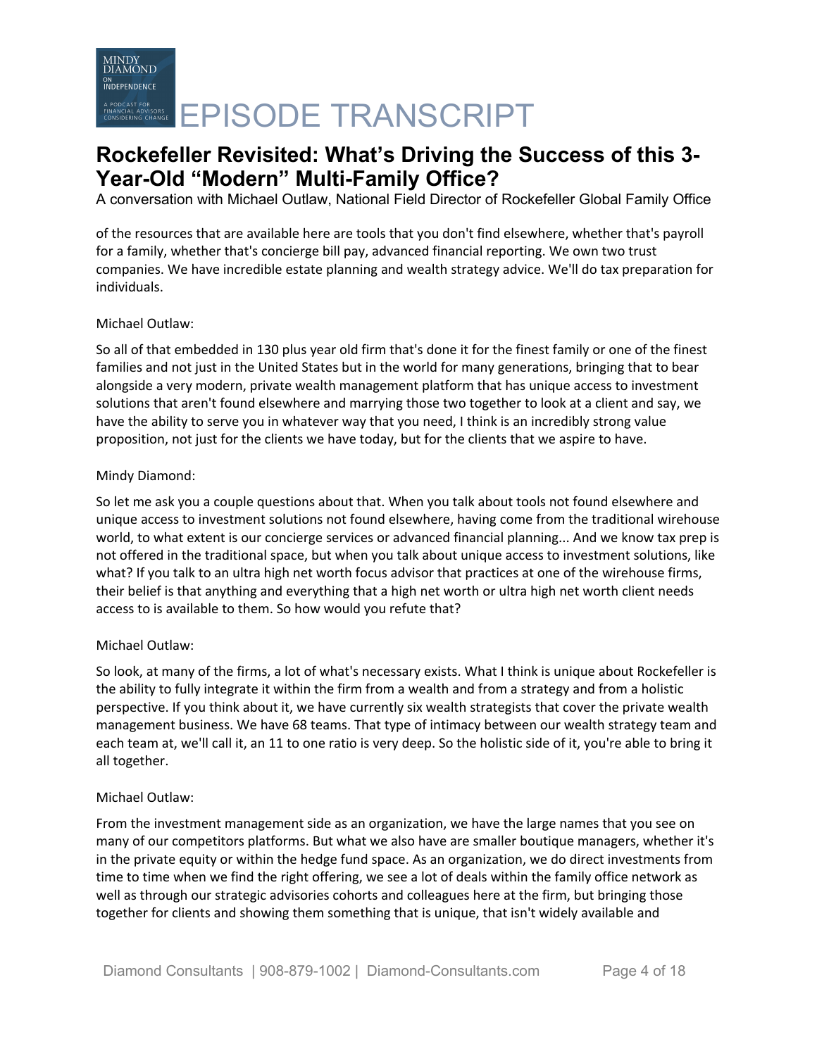of the resources that are available here are tools that you don't find elsewhere, whether that's payroll for a family, whether that's concierge bill pay, advanced financial reporting. We own two trust companies. We have incredible estate planning and wealth strategy advice. We'll do tax preparation for individuals.

Michael Outlaw:

So all of that embedded in 130 plus year old firm that's done it for the finest family or one of the finest families and not just in the United States but in the world for many generations, bringing that to bear alongside a very modern, private wealth management platform that has unique access to investment solutions that aren't found elsewhere and marrying those two together to look at a client and say, we have the ability to serve you in whatever way that you need, I think is an incredibly strong value proposition, not just for the clients we have today, but for the clients that we aspire to have.

Mindy Diamond:

So let me ask you a couple questions about that. When you talk about tools not found elsewhere and unique access to investment solutions not found elsewhere, having come from the traditional wirehouse world, to what extent is our concierge services or advanced financial planning... And we know tax prep is not offered in the traditional space, but when you talk about unique access to investment solutions, like what? If you talk to an ultra high net worth focus advisor that practices at one of the wirehouse firms, their belief is that anything and everything that a high net worth or ultra high net worth client needs access to is available to them. So how would you refute that?

Michael Outlaw:

So look, at many of the firms, a lot of what's necessary exists. What I think is unique about Rockefeller is the ability to fully integrate it within the firm from a wealth and from a strategy and from a holistic perspective. If you think about it, we have currently six wealth strategists that cover the private wealth management business. We have 68 teams. That type of intimacy between our wealth strategy team and each team at, we'll call it, an 11 to one ratio is very deep. So the holistic side of it, you're able to bring it all together.

Michael Outlaw:

From the investment management side as an organization, we have the large names that you see on many of our competitors platforms. But what we also have are smaller boutique managers, whether it's in the private equity or within the hedge fund space. As an organization, we do direct investments from time to time when we find the right offering, we see a lot of deals within the family office network as well as through our strategic advisories cohorts and colleagues here at the firm, but bringing those together for clients and showing them something that is unique, that isn't widely available and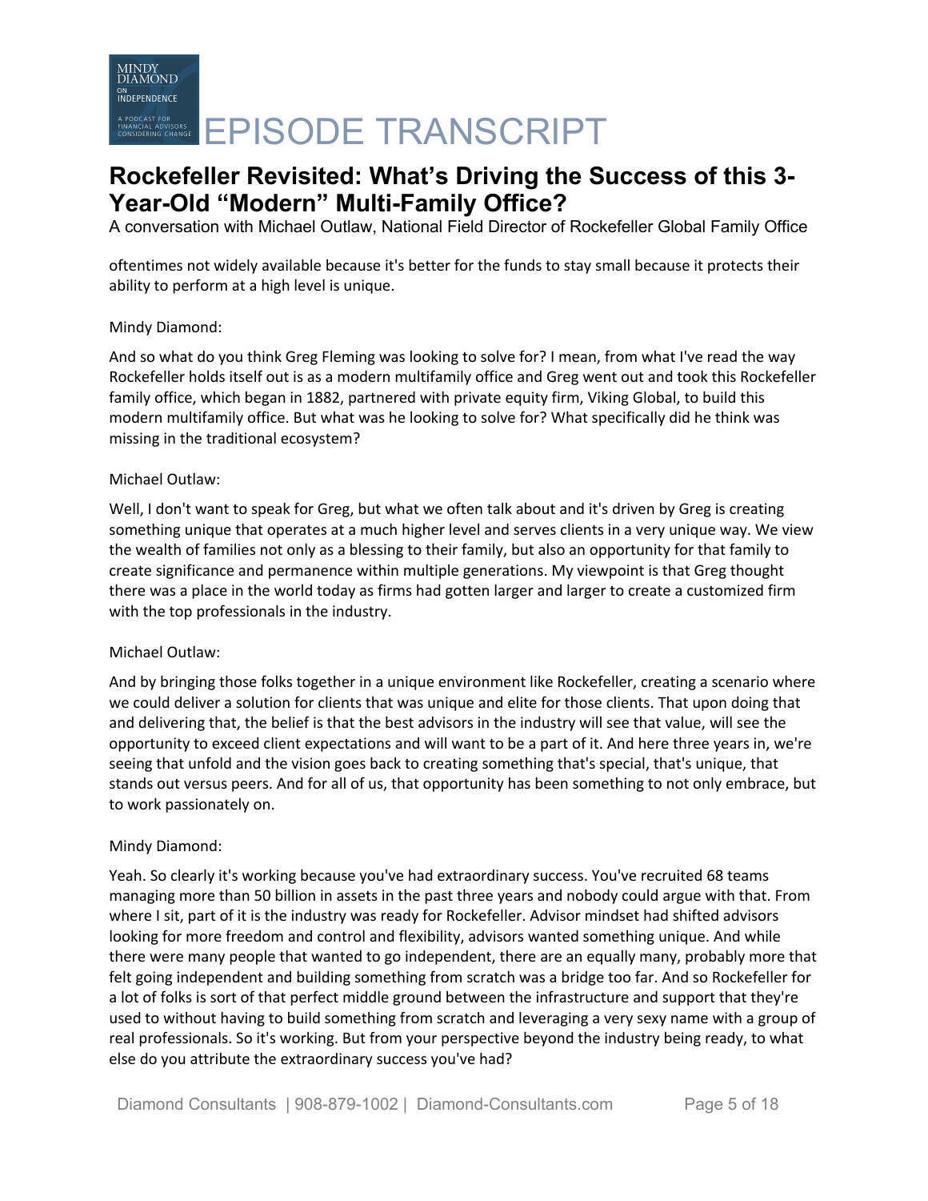oftentimes not widely available because it's better for the funds to stay small because it protects their ability to perform at a high level is unique.

Mindy Diamond:

And so what do you think Greg Fleming was looking to solve for? I mean, from what I've read the way Rockefeller holds itself out is as a modern multifamily office and Greg went out and took this Rockefeller family office, which began in 1882, partnered with private equity firm, Viking Global, to build this modern multifamily office. But what was he looking to solve for? What specifically did he think was missing in the traditional ecosystem?

Michael Outlaw:

Well, I don't want to speak for Greg, but what we often talk about and it's driven by Greg is creating something unique that operates at a much higher level and serves clients in a very unique way. We view the wealth of families not only as a blessing to their family, but also an opportunity for that family to create significance and permanence within multiple generations. My viewpoint is that Greg thought there was a place in the world today as firms had gotten larger and larger to create a customized firm with the top professionals in the industry.

Michael Outlaw:

And by bringing those folks together in a unique environment like Rockefeller, creating a scenario where we could deliver a solution for clients that was unique and elite for those clients. That upon doing that and delivering that, the belief is that the best advisors in the industry will see that value, will see the opportunity to exceed client expectations and will want to be a part of it. And here three years in, we're seeing that unfold and the vision goes back to creating something that's special, that's unique, that stands out versus peers. And for all of us, that opportunity has been something to not only embrace, but to work passionately on.

Mindy Diamond:

Yeah. So clearly it's working because you've had extraordinary success. You've recruited 68 teams managing more than 50 billion in assets in the past three years and nobody could argue with that. From where I sit, part of it is the industry was ready for Rockefeller. Advisor mindset had shifted advisors looking for more freedom and control and flexibility, advisors wanted something unique. And while there were many people that wanted to go independent, there are an equally many, probably more that felt going independent and building something from scratch was a bridge too far. And so Rockefeller for a lot of folks is sort of that perfect middle ground between the infrastructure and support that they're used to without having to build something from scratch and leveraging a very sexy name with a group of real professionals. So it's working. But from your perspective beyond the industry being ready, to what else do you attribute the extraordinary success you've had?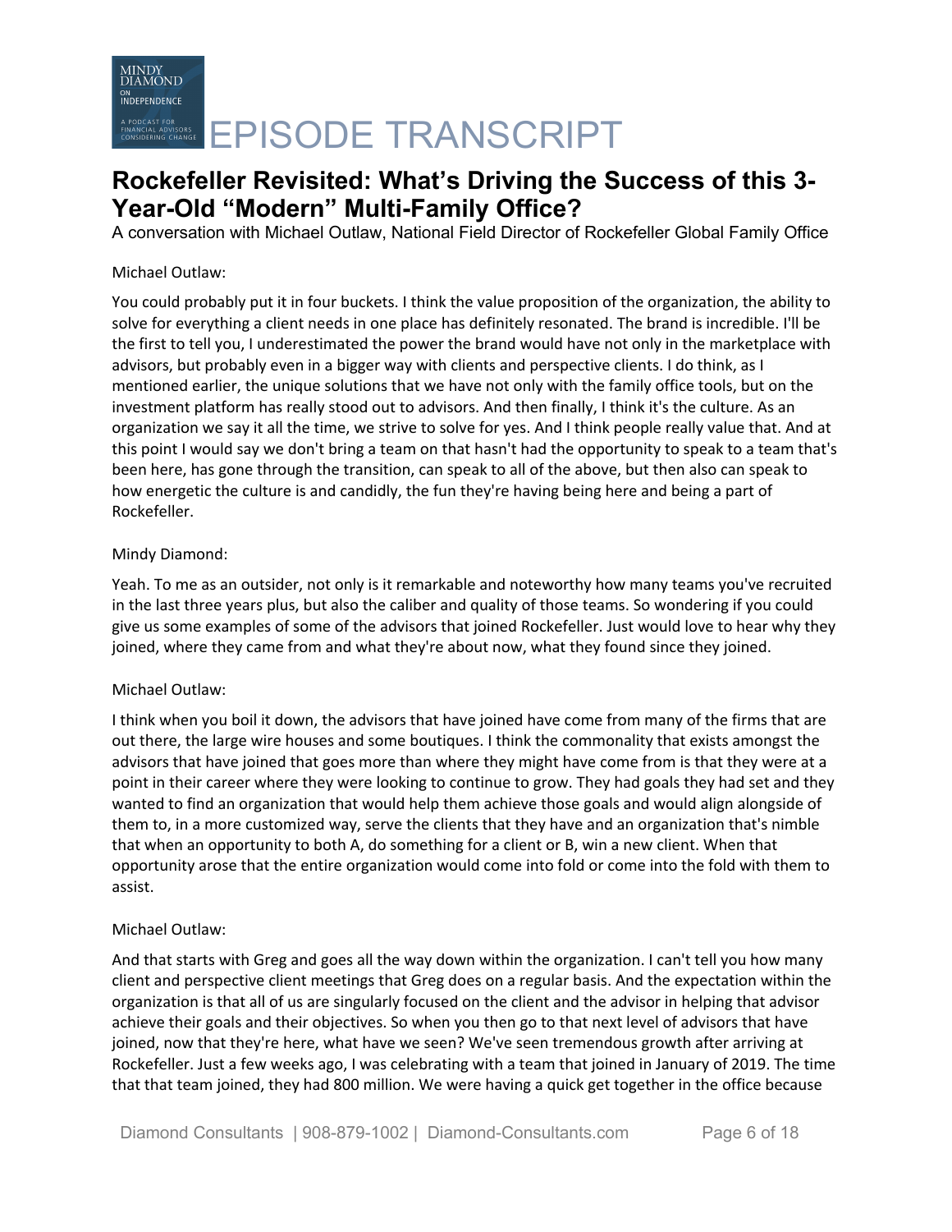# EPISODE TRANSCRIPT

## Rockefeller Revisited: What's Driving the Success of this 3-Year-Old "Modern" Multi-Family Office?

A conversation with Michael Outlaw, National Field Director of Rockefeller Global Family Office

Michael Outlaw:

You could probably put it in four buckets. I think the value proposition of the organization, the ability to solve for everything a client needs in one place has definitely resonated. The brand is incredible. I'll be the first to tell you, I underestimated the power the brand would have not only in the marketplace with advisors, but probably even in a bigger way with clients and perspective clients. I do think, as I mentioned earlier, the unique solutions that we have not only with the family office tools, but on the investment platform has really stood out to advisors. And then finally, I think it's the culture. As an organization we say it all the time, we strive to solve for yes. And I think people really value that. And at this point I would say we don't bring a team on that hasn't had the opportunity to speak to a team that's been here, has gone through the transition, can speak to all of the above, but then also can speak to how energetic the culture is and candidly, the fun they're having being here and being a part of Rockefeller.

Mindy Diamond:

Yeah. To me as an outsider, not only is it remarkable and noteworthy how many teams you've recruited in the last three years plus, but also the caliber and quality of those teams. So wondering if you could give us some examples of some of the advisors that joined Rockefeller. Just would love to hear why they joined, where they came from and what they're about now, what they found since they joined.

Michael Outlaw:

I think when you boil it down, the advisors that have joined have come from many of the firms that are out there, the large wire houses and some boutiques. I think the commonality that exists amongst the advisors that have joined that goes more than where they might have come from is that they were at a point in their career where they were looking to continue to grow. They had goals they had set and they wanted to find an organization that would help them achieve those goals and would align alongside of them to, in a more customized way, serve the clients that they have and an organization that's nimble that when an opportunity to both A, do something for a client or B, win a new client. When that opportunity arose that the entire organization would come into fold or come into the fold with them to assist.

Michael Outlaw:

And that starts with Greg and goes all the way down within the organization. I can't tell you how many client and perspective client meetings that Greg does on a regular basis. And the expectation within the organization is that all of us are singularly focused on the client and the advisor in helping that advisor achieve their goals and their objectives. So when you then go to that next level of advisors that have joined, now that they're here, what have we seen? We've seen tremendous growth after arriving at Rockefeller. Just a few weeks ago, I was celebrating with a team that joined in January of 2019. The time that that team joined, they had 800 million. We were having a quick get together in the office because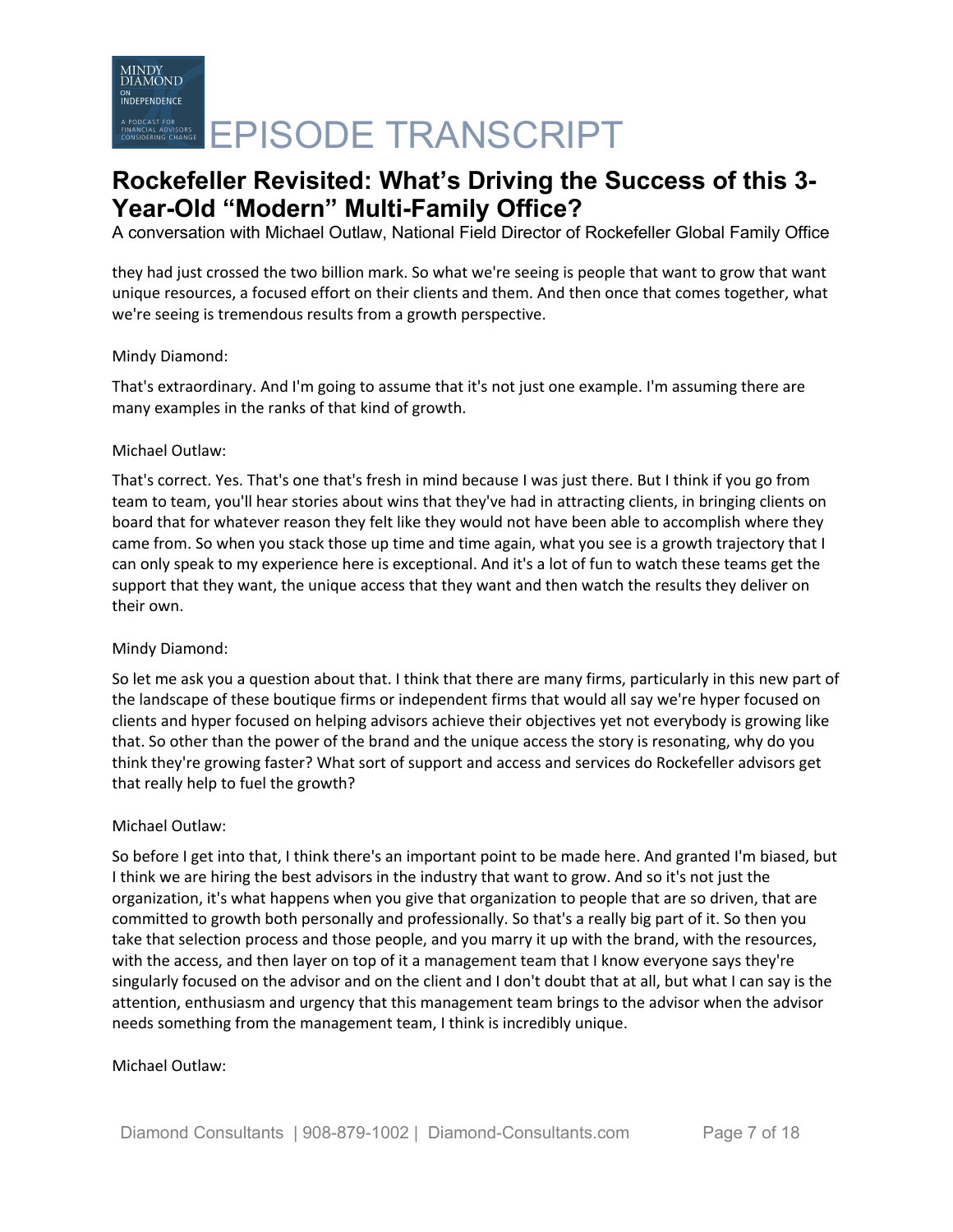they had just crossed the two billion mark. So what we're seeing is people that want to grow that want unique resources, a focused effort on their clients and them. And then once that comes together, what we're seeing is tremendous results from a growth perspective.

Mindy Diamond:

That's extraordinary. And I'm going to assume that it's not just one example. I'm assuming there are many examples in the ranks of that kind of growth.

Michael Outlaw:

That's correct. Yes. That's one that's fresh in mind because I was just there. But I think if you go from team to team, you'll hear stories about wins that they've had in attracting clients, in bringing clients on board that for whatever reason they felt like they would not have been able to accomplish where they came from. So when you stack those up time and time again, what you see is a growth trajectory that I can only speak to my experience here is exceptional. And it's a lot of fun to watch these teams get the support that they want, the unique access that they want and then watch the results they deliver on their own.

Mindy Diamond:

So let me ask you a question about that. I think that there are many firms, particularly in this new part of the landscape of these boutique firms or independent firms that would all say we're hyper focused on clients and hyper focused on helping advisors achieve their objectives yet not everybody is growing like that. So other than the power of the brand and the unique access the story is resonating, why do you think they're growing faster? What sort of support and access and services do Rockefeller advisors get that really help to fuel the growth?

Michael Outlaw:

So before I get into that, I think there's an important point to be made here. And granted I'm biased, but I think we are hiring the best advisors in the industry that want to grow. And so it's not just the organization, it's what happens when you give that organization to people that are so driven, that are committed to growth both personally and professionally. So that's a really big part of it. So then you take that selection process and those people, and you marry it up with the brand, with the resources, with the access, and then layer on top of it a management team that I know everyone says they're singularly focused on the advisor and on the client and I don't doubt that at all, but what I can say is the attention, enthusiasm and urgency that this management team brings to the advisor when the advisor needs something from the management team, I think is incredibly unique.

Michael Outlaw: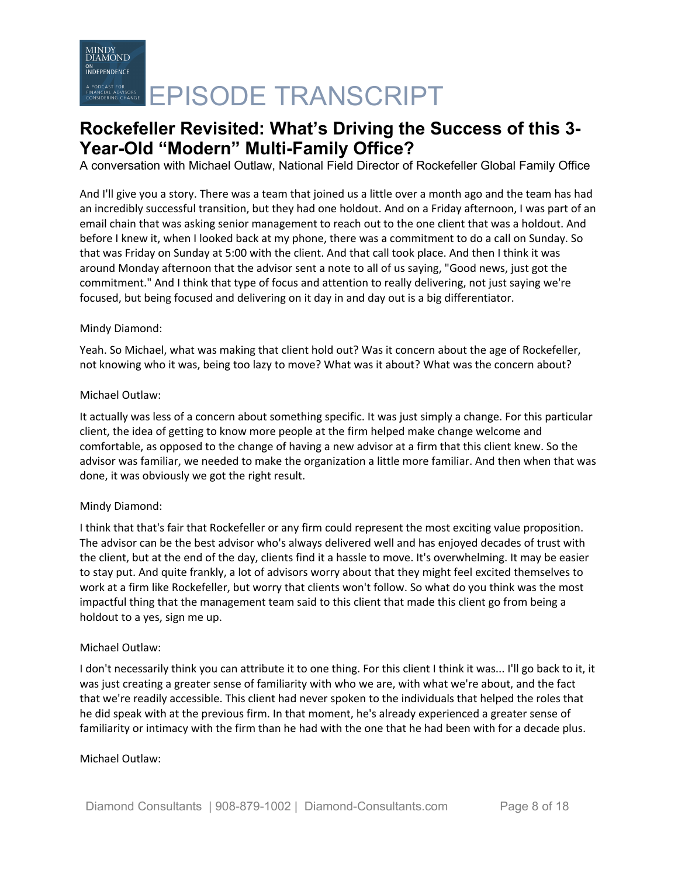And I'll give you a story. There was a team that joined us a little over a month ago and the team has had an incredibly successful transition, but they had one holdout. And on a Friday afternoon, I was part of an email chain that was asking senior management to reach out to the one client that was a holdout. And before I knew it, when I looked back at my phone, there was a commitment to do a call on Sunday. So that was Friday on Sunday at 5:00 with the client. And that call took place. And then I think it was around Monday afternoon that the advisor sent a note to all of us saying, "Good news, just got the commitment." And I think that type of focus and attention to really delivering, not just saying we're focused, but being focused and delivering on it day in and day out is a big differentiator.

Mindy Diamond:

Yeah. So Michael, what was making that client hold out? Was it concern about the age of Rockefeller, not knowing who it was, being too lazy to move? What was it about? What was the concern about?

Michael Outlaw:

It actually was less of a concern about something specific. It was just simply a change. For this particular client, the idea of getting to know more people at the firm helped make change welcome and comfortable, as opposed to the change of having a new advisor at a firm that this client knew. So the advisor was familiar, we needed to make the organization a little more familiar. And then when that was done, it was obviously we got the right result.

Mindy Diamond:

I think that that's fair that Rockefeller or any firm could represent the most exciting value proposition. The advisor can be the best advisor who's always delivered well and has enjoyed decades of trust with the client, but at the end of the day, clients find it a hassle to move. It's overwhelming. It may be easier to stay put. And quite frankly, a lot of advisors worry about that they might feel excited themselves to work at a firm like Rockefeller, but worry that clients won't follow. So what do you think was the most impactful thing that the management team said to this client that made this client go from being a holdout to a yes, sign me up.

Michael Outlaw:

I don't necessarily think you can attribute it to one thing. For this client I think it was... I'll go back to it, it was just creating a greater sense of familiarity with who we are, with what we're about, and the fact that we're readily accessible. This client had never spoken to the individuals that helped the roles that he did speak with at the previous firm. In that moment, he's already experienced a greater sense of familiarity or intimacy with the firm than he had with the one that he had been with for a decade plus.

Michael Outlaw: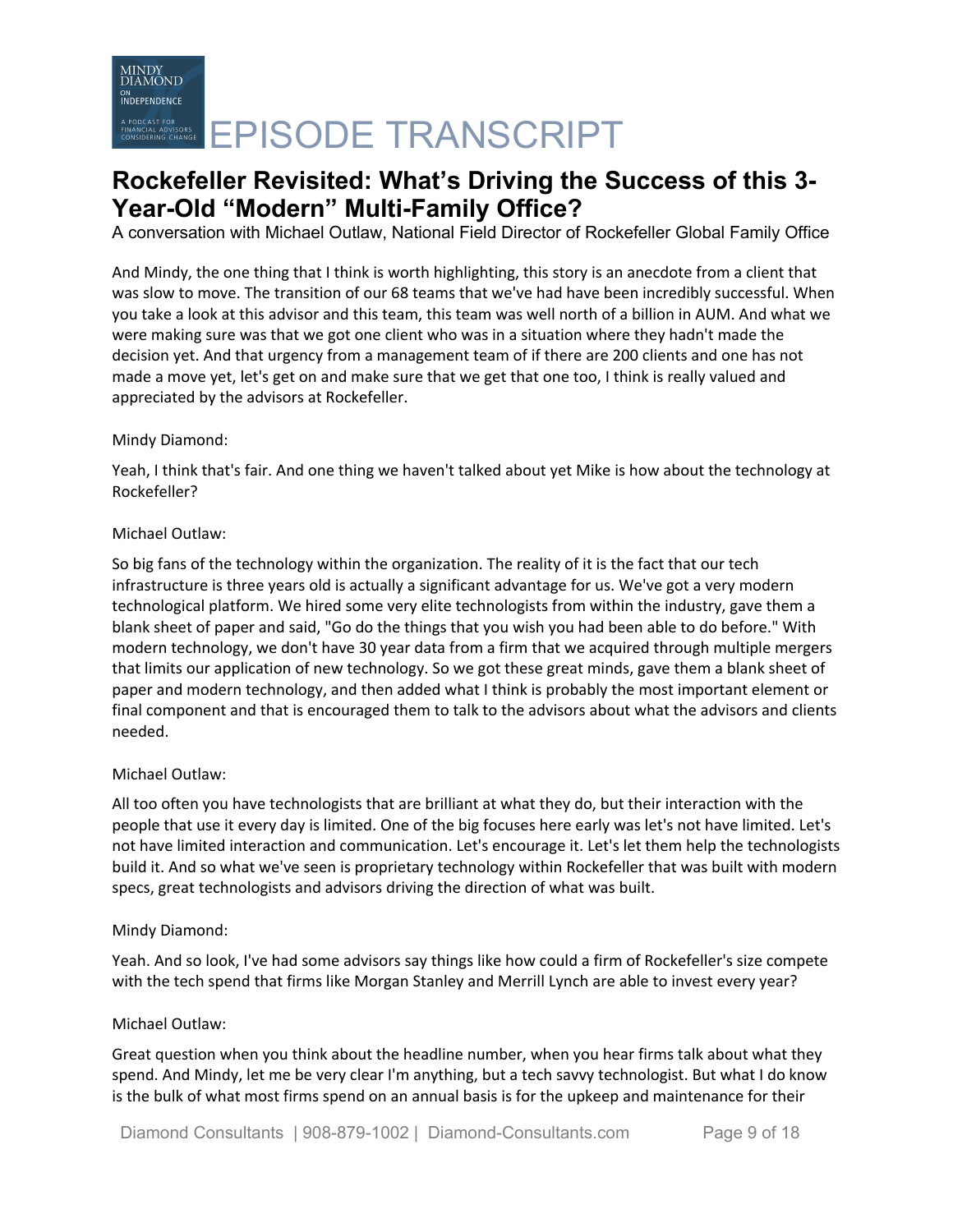And Mindy, the one thing that I think is worth highlighting, this story is an anecdote from a client that was slow to move. The transition of our 68 teams that we've had have been incredibly successful. When you take a look at this advisor and this team, this team was well north of a billion in AUM. And what we were making sure was that we got one client who was in a situation where they hadn't made the decision yet. And that urgency from a management team of if there are 200 clients and one has not made a move yet, let's get on and make sure that we get that one too, I think is really valued and appreciated by the advisors at Rockefeller.

Mindy Diamond:

Yeah, I think that's fair. And one thing we haven't talked about yet Mike is how about the technology at Rockefeller?

Michael Outlaw:

So big fans of the technology within the organization. The reality of it is the fact that our tech infrastructure is three years old is actually a significant advantage for us. We've got a very modern technological platform. We hired some very elite technologists from within the industry, gave them a blank sheet of paper and said, "Go do the things that you wish you had been able to do before." With modern technology, we don't have 30 year data from a firm that we acquired through multiple mergers that limits our application of new technology. So we got these great minds, gave them a blank sheet of paper and modern technology, and then added what I think is probably the most important element or final component and that is encouraged them to talk to the advisors about what the advisors and clients needed.

Michael Outlaw:

All too often you have technologists that are brilliant at what they do, but their interaction with the people that use it every day is limited. One of the big focuses here early was let's not have limited. Let's not have limited interaction and communication. Let's encourage it. Let's let them help the technologists build it. And so what we've seen is proprietary technology within Rockefeller that was built with modern specs, great technologists and advisors driving the direction of what was built.

Mindy Diamond:

Yeah. And so look, I've had some advisors say things like how could a firm of Rockefeller's size compete with the tech spend that firms like Morgan Stanley and Merrill Lynch are able to invest every year?

Michael Outlaw:

Great question when you think about the headline number, when you hear firms talk about what they spend. And Mindy, let me be very clear I'm anything, but a tech savvy technologist. But what I do know is the bulk of what most firms spend on an annual basis is for the upkeep and maintenance for their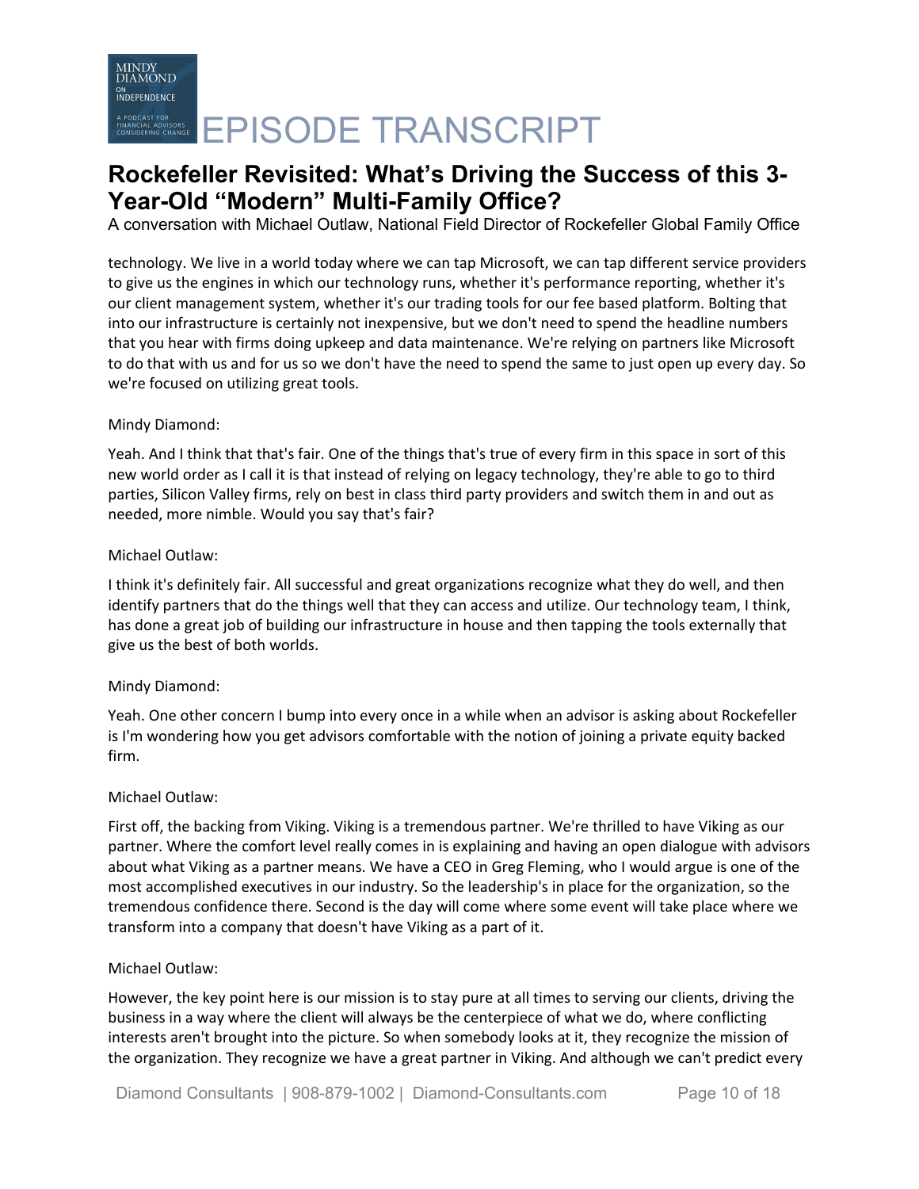technology. We live in a world today where we can tap Microsoft, we can tap different service providers to give us the engines in which our technology runs, whether it's performance reporting, whether it's our client management system, whether it's our trading tools for our fee based platform. Bolting that into our infrastructure is certainly not inexpensive, but we don't need to spend the headline numbers that you hear with firms doing upkeep and data maintenance. We're relying on partners like Microsoft to do that with us and for us so we don't have the need to spend the same to just open up every day. So we're focused on utilizing great tools.

Mindy Diamond:

Yeah. And I think that that's fair. One of the things that's true of every firm in this space in sort of this new world order as I call it is that instead of relying on legacy technology, they're able to go to third parties, Silicon Valley firms, rely on best in class third party providers and switch them in and out as needed, more nimble. Would you say that's fair?

Michael Outlaw:

I think it's definitely fair. All successful and great organizations recognize what they do well, and then identify partners that do the things well that they can access and utilize. Our technology team, I think, has done a great job of building our infrastructure in house and then tapping the tools externally that give us the best of both worlds.

Mindy Diamond:

Yeah. One other concern I bump into every once in a while when an advisor is asking about Rockefeller is I'm wondering how you get advisors comfortable with the notion of joining a private equity backed firm.

Michael Outlaw:

First off, the backing from Viking. Viking is a tremendous partner. We're thrilled to have Viking as our partner. Where the comfort level really comes in is explaining and having an open dialogue with advisors about what Viking as a partner means. We have a CEO in Greg Fleming, who I would argue is one of the most accomplished executives in our industry. So the leadership's in place for the organization, so the tremendous confidence there. Second is the day will come where some event will take place where we transform into a company that doesn't have Viking as a part of it.

Michael Outlaw:

However, the key point here is our mission is to stay pure at all times to serving our clients, driving the business in a way where the client will always be the centerpiece of what we do, where conflicting interests aren't brought into the picture. So when somebody looks at it, they recognize the mission of the organization. They recognize we have a great partner in Viking. And although we can't predict every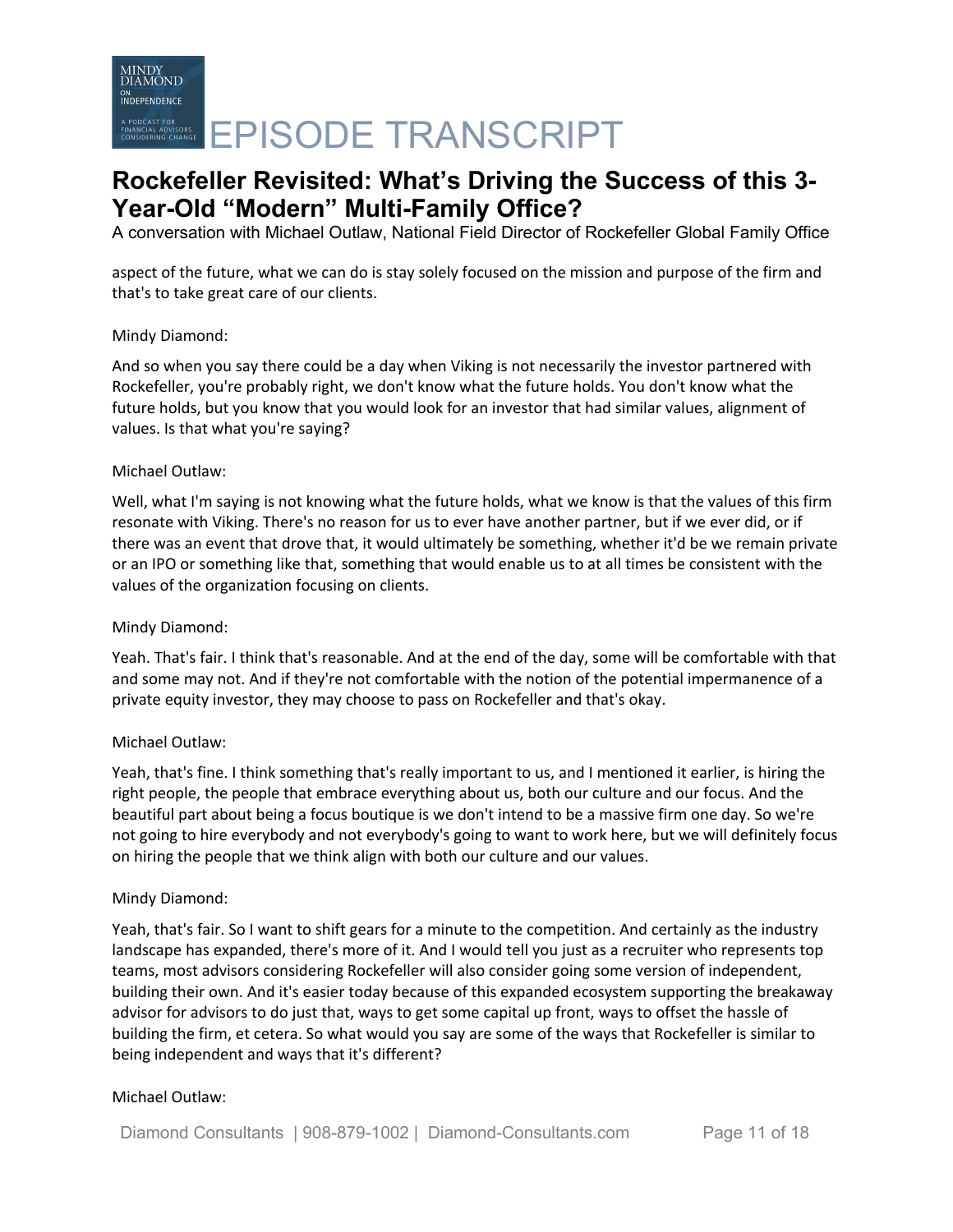aspect of the future, what we can do is stay solely focused on the mission and purpose of the firm and that's to take great care of our clients.

Mindy Diamond:

And so when you say there could be a day when Viking is not necessarily the investor partnered with Rockefeller, you're probably right, we don't know what the future holds. You don't know what the future holds, but you know that you would look for an investor that had similar values, alignment of values. Is that what you're saying?

Michael Outlaw:

Well, what I'm saying is not knowing what the future holds, what we know is that the values of this firm resonate with Viking. There's no reason for us to ever have another partner, but if we ever did, or if there was an event that drove that, it would ultimately be something, whether it'd be we remain private or an IPO or something like that, something that would enable us to at all times be consistent with the values of the organization focusing on clients.

Mindy Diamond:

Yeah. That's fair. I think that's reasonable. And at the end of the day, some will be comfortable with that and some may not. And if they're not comfortable with the notion of the potential impermanence of a private equity investor, they may choose to pass on Rockefeller and that's okay.

Michael Outlaw:

Yeah, that's fine. I think something that's really important to us, and I mentioned it earlier, is hiring the right people, the people that embrace everything about us, both our culture and our focus. And the beautiful part about being a focus boutique is we don't intend to be a massive firm one day. So we're not going to hire everybody and not everybody's going to want to work here, but we will definitely focus on hiring the people that we think align with both our culture and our values.

Mindy Diamond:

Yeah, that's fair. So I want to shift gears for a minute to the competition. And certainly as the industry landscape has expanded, there's more of it. And I would tell you just as a recruiter who represents top teams, most advisors considering Rockefeller will also consider going some version of independent, building their own. And it's easier today because of this expanded ecosystem supporting the breakaway advisor for advisors to do just that, ways to get some capital up front, ways to offset the hassle of building the firm, et cetera. So what would you say are some of the ways that Rockefeller is similar to being independent and ways that it's different?

Michael Outlaw: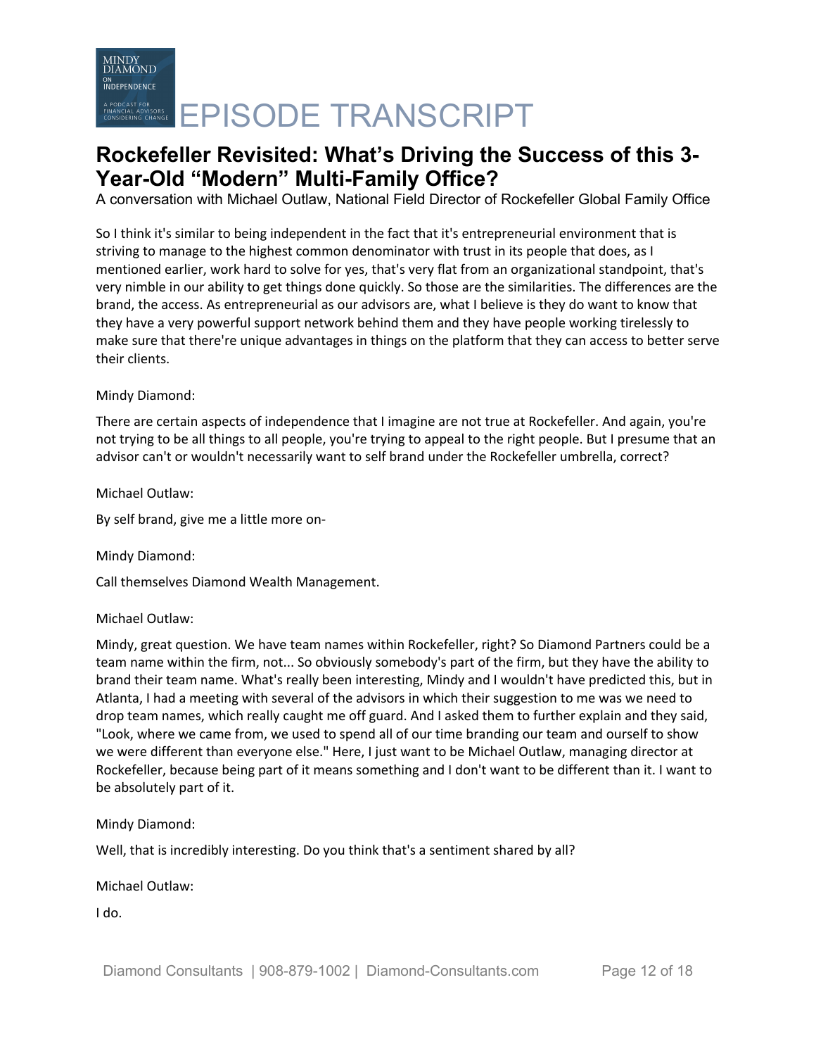So I think it's similar to being independent in the fact that it's entrepreneurial environment that is striving to manage to the highest common denominator with trust in its people that does, as I mentioned earlier, work hard to solve for yes, that's very flat from an organizational standpoint, that's very nimble in our ability to get things done quickly. So those are the similarities. The differences are the brand, the access. As entrepreneurial as our advisors are, what I believe is they do want to know that they have a very powerful support network behind them and they have people working tirelessly to make sure that there're unique advantages in things on the platform that they can access to better serve their clients.

Mindy Diamond:

There are certain aspects of independence that I imagine are not true at Rockefeller. And again, you're not trying to be all things to all people, you're trying to appeal to the right people. But I presume that an advisor can't or wouldn't necessarily want to self brand under the Rockefeller umbrella, correct?

Michael Outlaw:

By self brand, give me a little more on-

Mindy Diamond:

Call themselves Diamond Wealth Management.

Michael Outlaw:

Mindy, great question. We have team names within Rockefeller, right? So Diamond Partners could be a team name within the firm, not... So obviously somebody's part of the firm, but they have the ability to brand their team name. What's really been interesting, Mindy and I wouldn't have predicted this, but in Atlanta, I had a meeting with several of the advisors in which their suggestion to me was we need to drop team names, which really caught me off guard. And I asked them to further explain and they said, "Look, where we came from, we used to spend all of our time branding our team and ourself to show we were different than everyone else." Here, I just want to be Michael Outlaw, managing director at Rockefeller, because being part of it means something and I don't want to be different than it. I want to be absolutely part of it.

Mindy Diamond:

Well, that is incredibly interesting. Do you think that's a sentiment shared by all?

Michael Outlaw:

I do.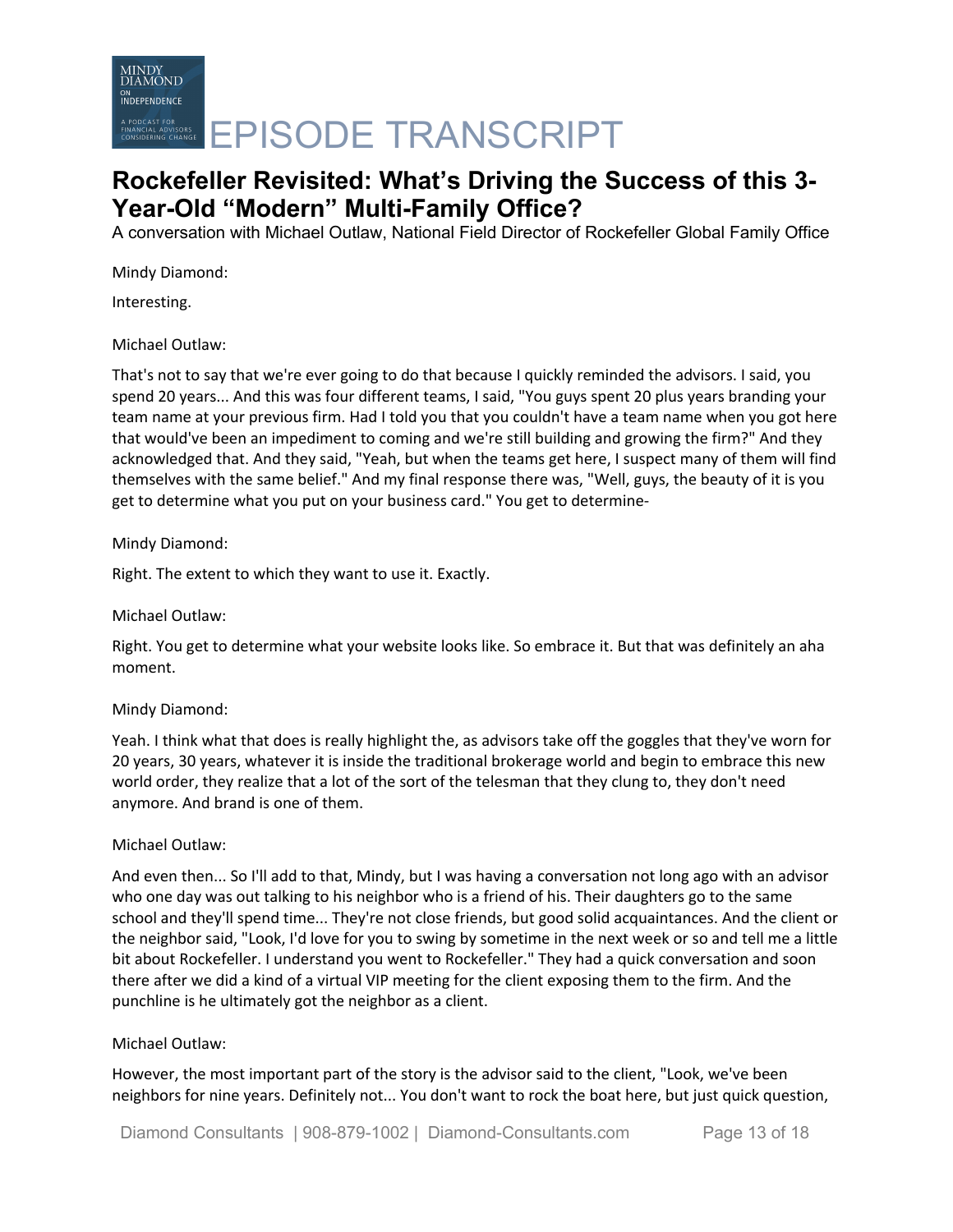Mindy Diamond:

Interesting.

Michael Outlaw:

That's not to say that we're ever going to do that because I quickly reminded the advisors. I said, you spend 20 years... And this was four different teams, I said, "You guys spent 20 plus years branding your team name at your previous firm. Had I told you that you couldn't have a team name when you got here that would've been an impediment to coming and we're still building and growing the firm?" And they acknowledged that. And they said, "Yeah, but when the teams get here, I suspect many of them will find themselves with the same belief." And my final response there was, "Well, guys, the beauty of it is you get to determine what you put on your business card." You get to determine-

Mindy Diamond:

Right. The extent to which they want to use it. Exactly.

Michael Outlaw:

Right. You get to determine what your website looks like. So embrace it. But that was definitely an aha moment.

Mindy Diamond:

Yeah. I think what that does is really highlight the, as advisors take off the goggles that they've worn for 20 years, 30 years, whatever it is inside the traditional brokerage world and begin to embrace this new world order, they realize that a lot of the sort of the telesman that they clung to, they don't need anymore. And brand is one of them.

Michael Outlaw:

And even then... So I'll add to that, Mindy, but I was having a conversation not long ago with an advisor who one day was out talking to his neighbor who is a friend of his. Their daughters go to the same school and they'll spend time... They're not close friends, but good solid acquaintances. And the client or the neighbor said, "Look, I'd love for you to swing by sometime in the next week or so and tell me a little bit about Rockefeller. I understand you went to Rockefeller." They had a quick conversation and soon there after we did a kind of a virtual VIP meeting for the client exposing them to the firm. And the punchline is he ultimately got the neighbor as a client.

Michael Outlaw:

However, the most important part of the story is the advisor said to the client, "Look, we've been neighbors for nine years. Definitely not... You don't want to rock the boat here, but just quick question,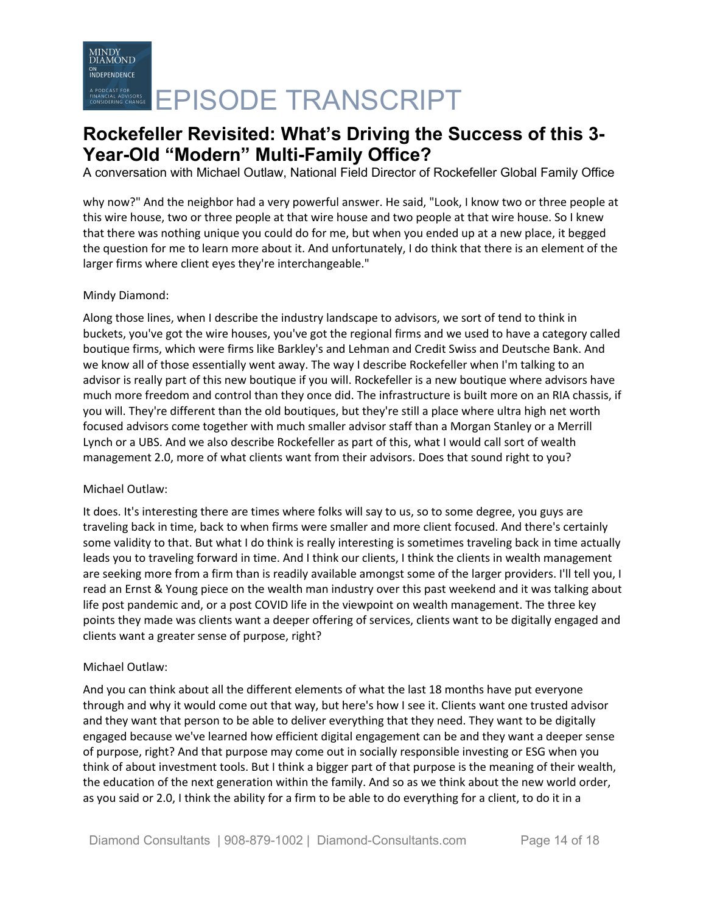why now?" And the neighbor had a very powerful answer. He said, "Look, I know two or three people at this wire house, two or three people at that wire house and two people at that wire house. So I knew that there was nothing unique you could do for me, but when you ended up at a new place, it begged the question for me to learn more about it. And unfortunately, I do think that there is an element of the larger firms where client eyes they're interchangeable."

Mindy Diamond:

Along those lines, when I describe the industry landscape to advisors, we sort of tend to think in buckets, you've got the wire houses, you've got the regional firms and we used to have a category called boutique firms, which were firms like Barkley's and Lehman and Credit Swiss and Deutsche Bank. And we know all of those essentially went away. The way I describe Rockefeller when I'm talking to an advisor is really part of this new boutique if you will. Rockefeller is a new boutique where advisors have much more freedom and control than they once did. The infrastructure is built more on an RIA chassis, if you will. They're different than the old boutiques, but they're still a place where ultra high net worth focused advisors come together with much smaller advisor staff than a Morgan Stanley or a Merrill Lynch or a UBS. And we also describe Rockefeller as part of this, what I would call sort of wealth management 2.0, more of what clients want from their advisors. Does that sound right to you?

Michael Outlaw:

It does. It's interesting there are times where folks will say to us, so to some degree, you guys are traveling back in time, back to when firms were smaller and more client focused. And there's certainly some validity to that. But what I do think is really interesting is sometimes traveling back in time actually leads you to traveling forward in time. And I think our clients, I think the clients in wealth management are seeking more from a firm than is readily available amongst some of the larger providers. I'll tell you, I read an Ernst & Young piece on the wealth man industry over this past weekend and it was talking about life post pandemic and, or a post COVID life in the viewpoint on wealth management. The three key points they made was clients want a deeper offering of services, clients want to be digitally engaged and clients want a greater sense of purpose, right?

Michael Outlaw:

And you can think about all the different elements of what the last 18 months have put everyone through and why it would come out that way, but here's how I see it. Clients want one trusted advisor and they want that person to be able to deliver everything that they need. They want to be digitally engaged because we've learned how efficient digital engagement can be and they want a deeper sense of purpose, right? And that purpose may come out in socially responsible investing or ESG when you think of about investment tools. But I think a bigger part of that purpose is the meaning of their wealth, the education of the next generation within the family. And so as we think about the new world order, as you said or 2.0, I think the ability for a firm to be able to do everything for a client, to do it in a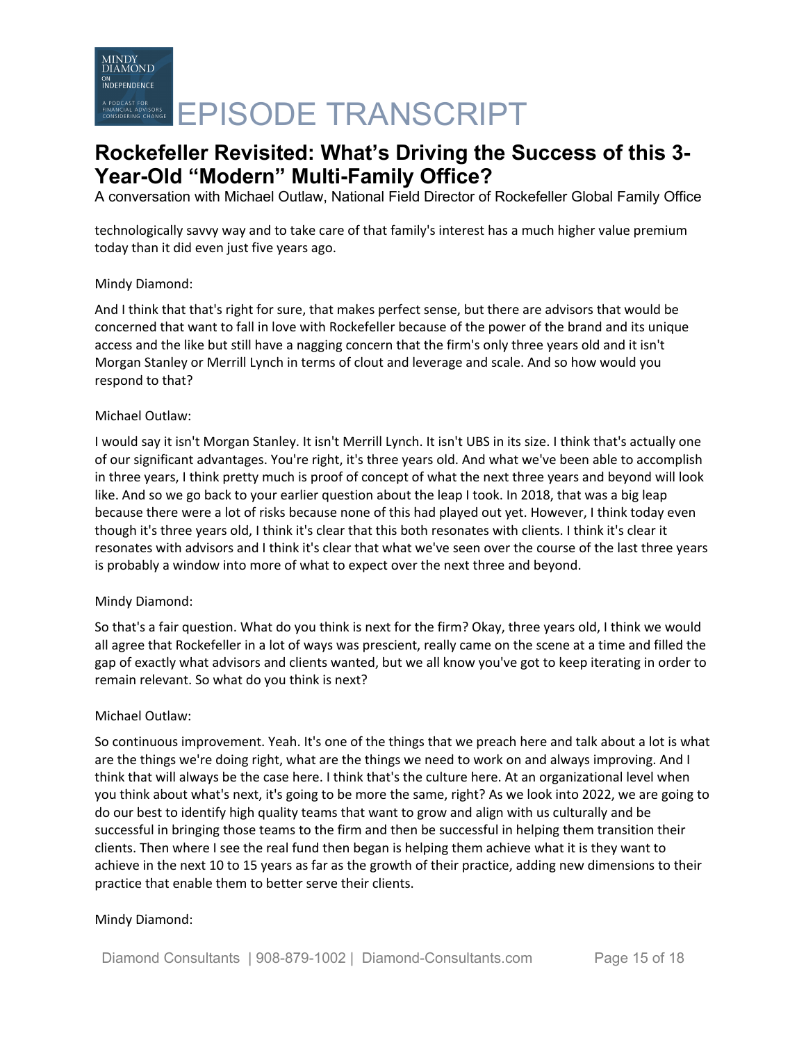technologically savvy way and to take care of that family's interest has a much higher value premium today than it did even just five years ago.

Mindy Diamond:

And I think that that's right for sure, that makes perfect sense, but there are advisors that would be concerned that want to fall in love with Rockefeller because of the power of the brand and its unique access and the like but still have a nagging concern that the firm's only three years old and it isn't Morgan Stanley or Merrill Lynch in terms of clout and leverage and scale. And so how would you respond to that?

Michael Outlaw:

I would say it isn't Morgan Stanley. It isn't Merrill Lynch. It isn't UBS in its size. I think that's actually one of our significant advantages. You're right, it's three years old. And what we've been able to accomplish in three years, I think pretty much is proof of concept of what the next three years and beyond will look like. And so we go back to your earlier question about the leap I took. In 2018, that was a big leap because there were a lot of risks because none of this had played out yet. However, I think today even though it's three years old, I think it's clear that this both resonates with clients. I think it's clear it resonates with advisors and I think it's clear that what we've seen over the course of the last three years is probably a window into more of what to expect over the next three and beyond.

Mindy Diamond:

So that's a fair question. What do you think is next for the firm? Okay, three years old, I think we would all agree that Rockefeller in a lot of ways was prescient, really came on the scene at a time and filled the gap of exactly what advisors and clients wanted, but we all know you've got to keep iterating in order to remain relevant. So what do you think is next?

Michael Outlaw:

So continuous improvement. Yeah. It's one of the things that we preach here and talk about a lot is what are the things we're doing right, what are the things we need to work on and always improving. And I think that will always be the case here. I think that's the culture here. At an organizational level when you think about what's next, it's going to be more the same, right? As we look into 2022, we are going to do our best to identify high quality teams that want to grow and align with us culturally and be successful in bringing those teams to the firm and then be successful in helping them transition their clients. Then where I see the real fund then began is helping them achieve what it is they want to achieve in the next 10 to 15 years as far as the growth of their practice, adding new dimensions to their practice that enable them to better serve their clients.

Mindy Diamond: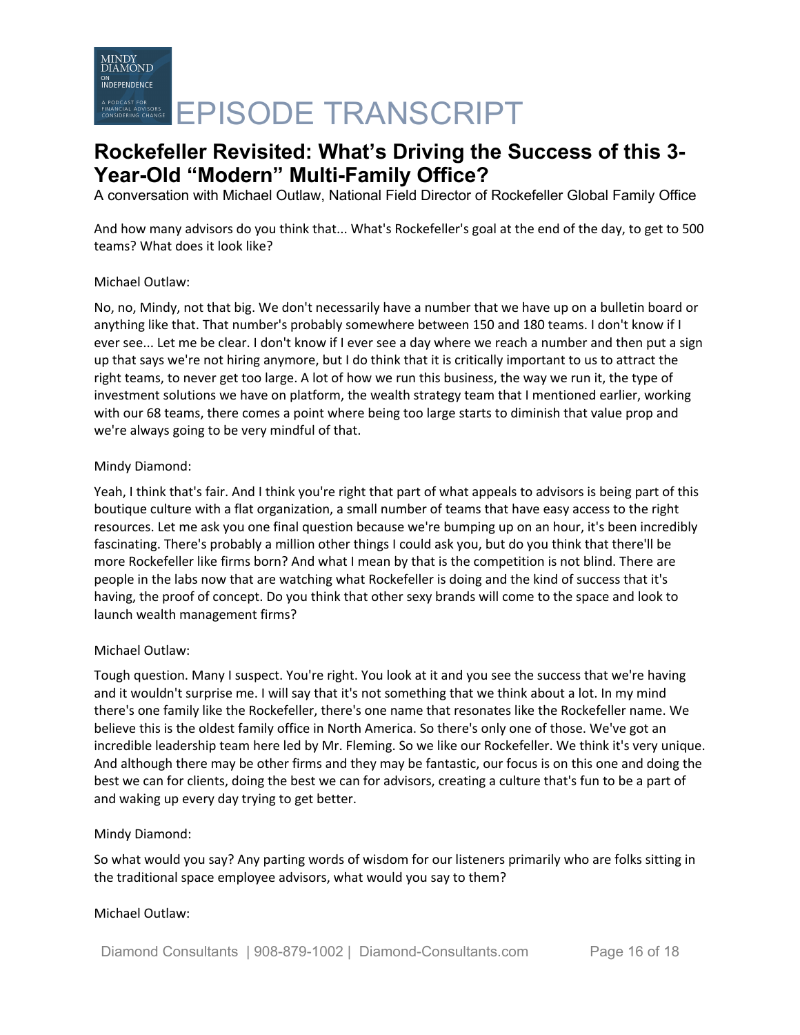And how many advisors do you think that... What's Rockefeller's goal at the end of the day, to get to 500 teams? What does it look like?

Michael Outlaw:

No, no, Mindy, not that big. We don't necessarily have a number that we have up on a bulletin board or anything like that. That number's probably somewhere between 150 and 180 teams. I don't know if I ever see... Let me be clear. I don't know if I ever see a day where we reach a number and then put a sign up that says we're not hiring anymore, but I do think that it is critically important to us to attract the right teams, to never get too large. A lot of how we run this business, the way we run it, the type of investment solutions we have on platform, the wealth strategy team that I mentioned earlier, working with our 68 teams, there comes a point where being too large starts to diminish that value prop and we're always going to be very mindful of that.

Mindy Diamond:

Yeah, I think that's fair. And I think you're right that part of what appeals to advisors is being part of this boutique culture with a flat organization, a small number of teams that have easy access to the right resources. Let me ask you one final question because we're bumping up on an hour, it's been incredibly fascinating. There's probably a million other things I could ask you, but do you think that there'll be more Rockefeller like firms born? And what I mean by that is the competition is not blind. There are people in the labs now that are watching what Rockefeller is doing and the kind of success that it's having, the proof of concept. Do you think that other sexy brands will come to the space and look to launch wealth management firms?

Michael Outlaw:

Tough question. Many I suspect. You're right. You look at it and you see the success that we're having and it wouldn't surprise me. I will say that it's not something that we think about a lot. In my mind there's one family like the Rockefeller, there's one name that resonates like the Rockefeller name. We believe this is the oldest family office in North America. So there's only one of those. We've got an incredible leadership team here led by Mr. Fleming. So we like our Rockefeller. We think it's very unique. And although there may be other firms and they may be fantastic, our focus is on this one and doing the best we can for clients, doing the best we can for advisors, creating a culture that's fun to be a part of and waking up every day trying to get better.

Mindy Diamond:

So what would you say? Any parting words of wisdom for our listeners primarily who are folks sitting in the traditional space employee advisors, what would you say to them?

Michael Outlaw: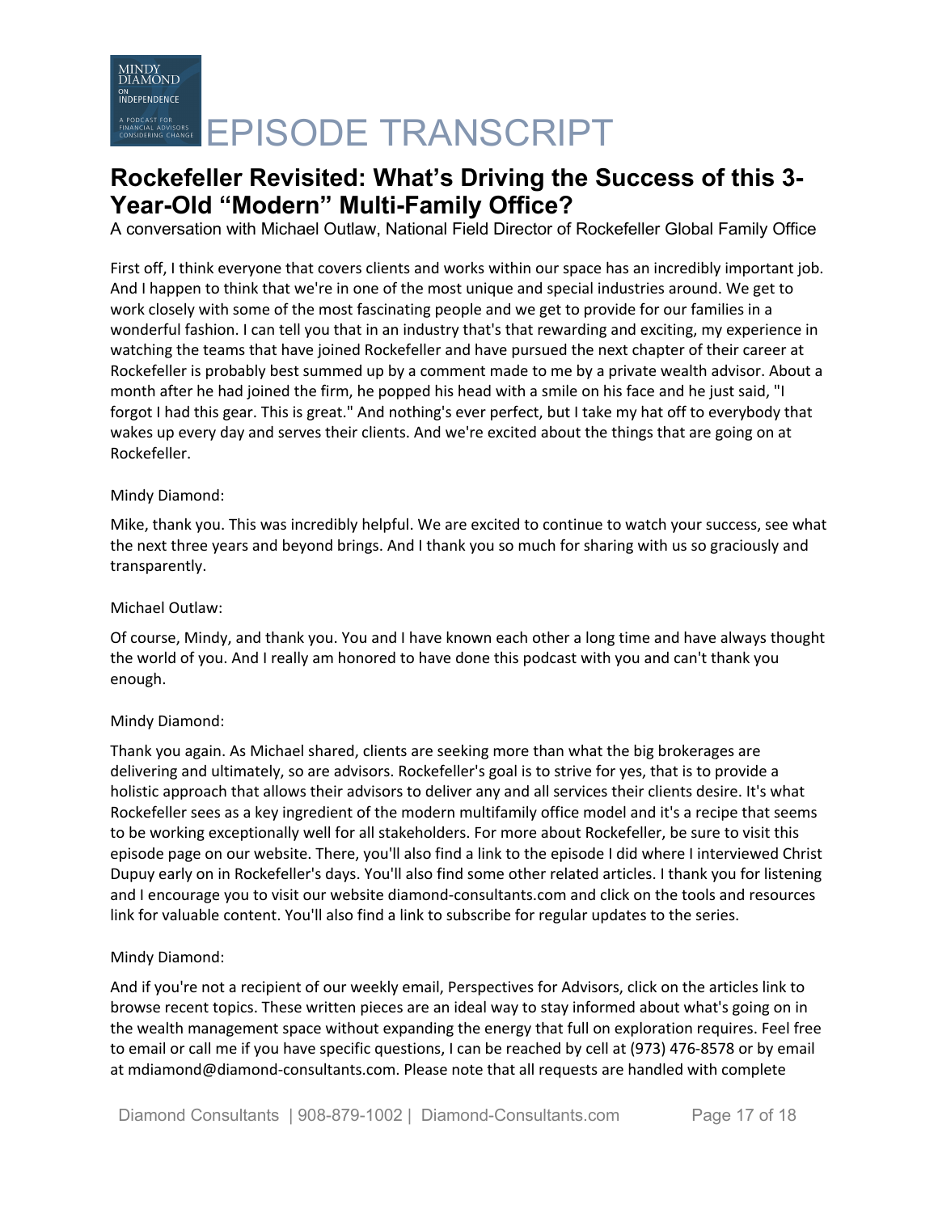# Rockefeller Revisited: What's Driving the Success of this 3-Year-Old "Modern" Multi-Family Office?

A conversation with Michael Outlaw, National Field Director of Rockefeller Global Family Office

First off, I think everyone that covers clients and works within our space has an incredibly important job. And I happen to think that we're in one of the most unique and special industries around. We get to work closely with some of the most fascinating people and we get to provide for our families in a wonderful fashion. I can tell you that in an industry that's that rewarding and exciting, my experience in watching the teams that have joined Rockefeller and have pursued the next chapter of their career at Rockefeller is probably best summed up by a comment made to me by a private wealth advisor. About a month after he had joined the firm, he popped his head with a smile on his face and he just said, "I forgot I had this gear. This is great." And nothing's ever perfect, but I take my hat off to everybody that wakes up every day and serves their clients. And we're excited about the things that are going on at Rockefeller.

Mindy Diamond:

Mike, thank you. This was incredibly helpful. We are excited to continue to watch your success, see what the next three years and beyond brings. And I thank you so much for sharing with us so graciously and transparently.

Michael Outlaw:

Of course, Mindy, and thank you. You and I have known each other a long time and have always thought the world of you. And I really am honored to have done this podcast with you and can't thank you enough.

Mindy Diamond:

Thank you again. As Michael shared, clients are seeking more than what the big brokerages are delivering and ultimately, so are advisors. Rockefeller's goal is to strive for yes, that is to provide a holistic approach that allows their advisors to deliver any and all services their clients desire. It's what Rockefeller sees as a key ingredient of the modern multifamily office model and it's a recipe that seems to be working exceptionally well for all stakeholders. For more about Rockefeller, be sure to visit this episode page on our website. There, you'll also find a link to the episode I did where I interviewed Christ Dupuy early on in Rockefeller's days. You'll also find some other related articles. I thank you for listening and I encourage you to visit our website diamond-consultants.com and click on the tools and resources link for valuable content. You'll also find a link to subscribe for regular updates to the series.

Mindy Diamond:

And if you're not a recipient of our weekly email, Perspectives for Advisors, click on the articles link to browse recent topics. These written pieces are an ideal way to stay informed about what's going on in the wealth management space without expanding the energy that full on exploration requires. Feel free to email or call me if you have specific questions, I can be reached by cell at (973) 476-8578 or by email at mdiamond@diamond-consultants.com. Please note that all requests are handled with complete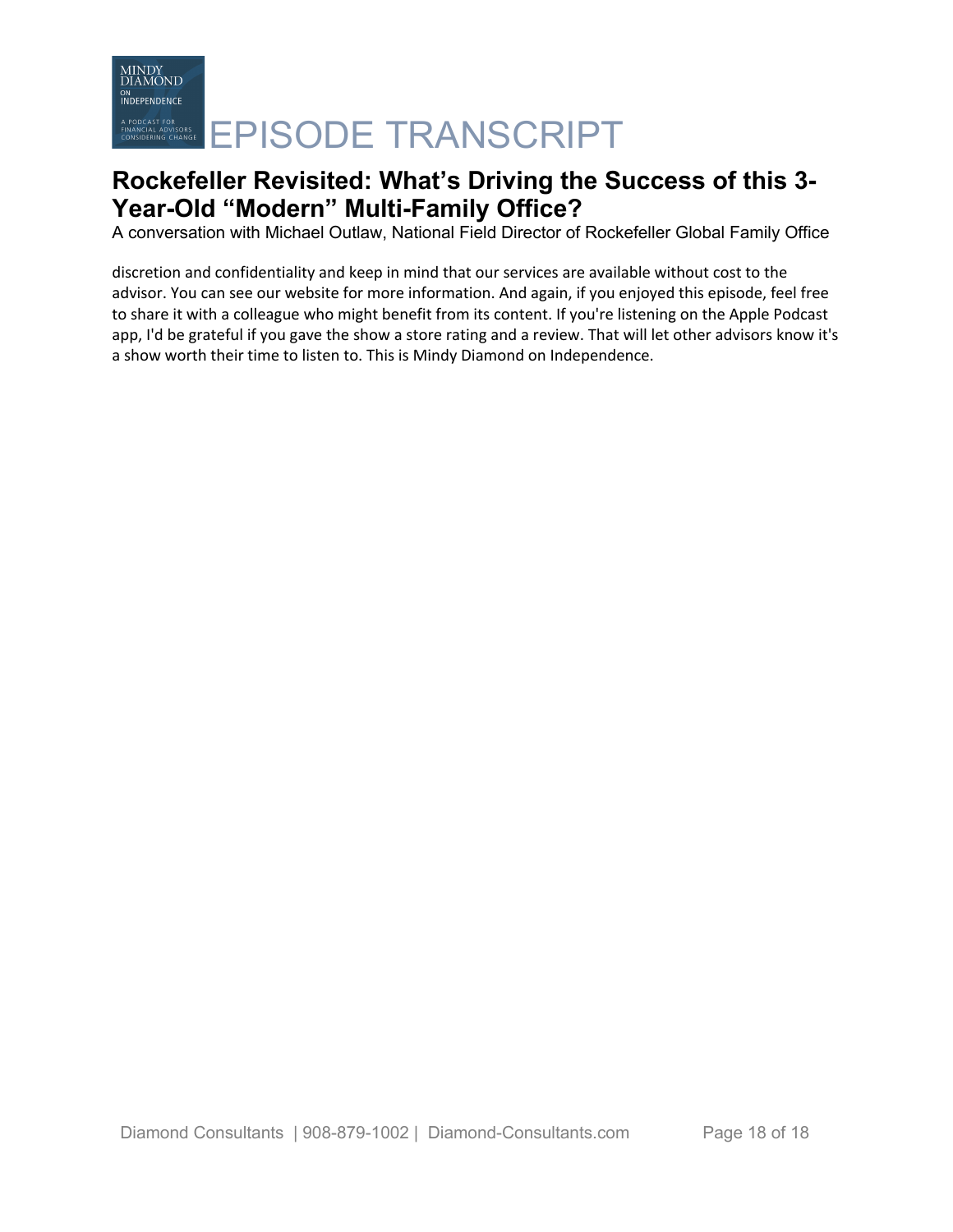discretion and confidentiality and keep in mind that our services are available without cost to the advisor. You can see our website for more information. And again, if you enjoyed this episode, feel free to share it with a colleague who might benefit from its content. If you're listening on the Apple Podcast app, I'd be grateful if you gave the show a store rating and a review. That will let other advisors know it's a show worth their time to listen to. This is Mindy Diamond on Independence.